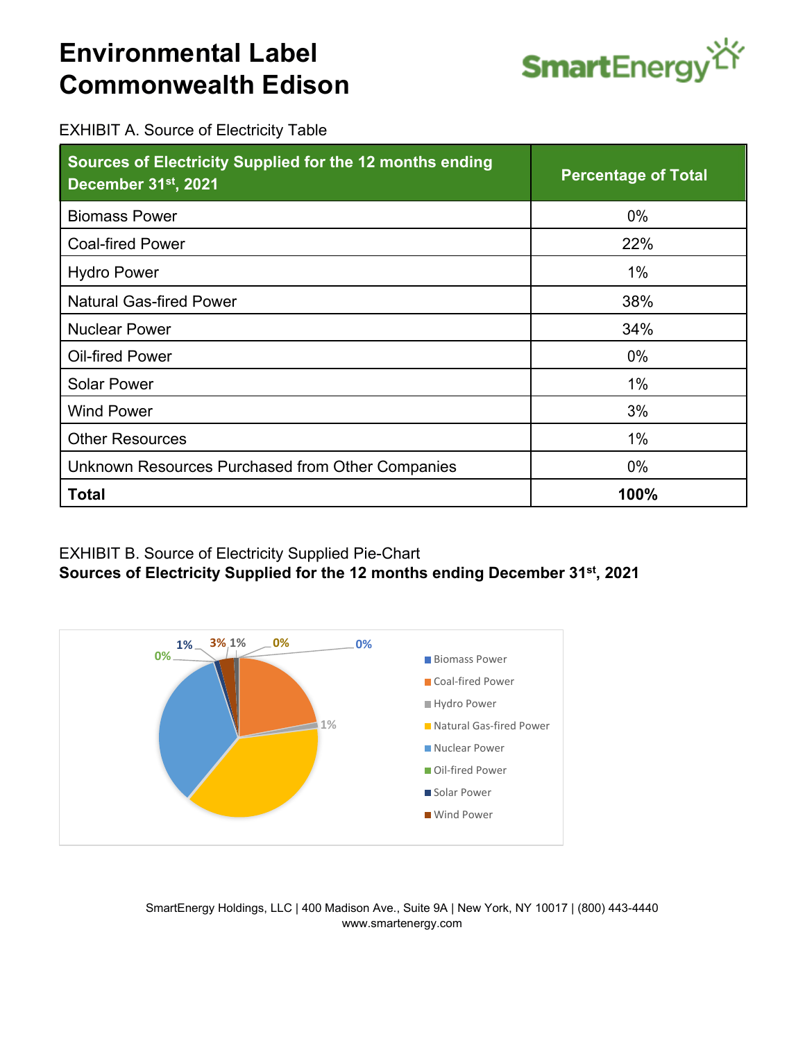# Environmental Label Commonwealth Edison

SmartEnergy

EXHIBIT A. Source of Electricity Table

| Sources of Electricity Supplied for the 12 months ending December 31st, 2021 | Percentage of Total |
|---|---|
| Biomass Power | 0% |
| Coal-fired Power | 22% |
| Hydro Power | 1% |
| Natural Gas-fired Power | 38% |
| Nuclear Power | 34% |
| Oil-fired Power | 0% |
| Solar Power | 1% |
| Wind Power | 3% |
| Other Resources | 1% |
| Unknown Resources Purchased from Other Companies | 0% |
| **Total** | **100%** |

EXHIBIT B. Source of Electricity Supplied Pie-Chart

**Sources of Electricity Supplied for the 12 months ending December 31st, 2021**

| Source | Percentage |
|---|---|
| Biomass Power | 0% |
| Coal-fired Power | 22% |
| Hydro Power | 1% |
| Natural Gas-fired Power | 38% |
| Nuclear Power | 34% |
| Oil-fired Power | 0% |
| Solar Power | 1% |
| Wind Power | 3% |

SmartEnergy Holdings, LLC | 400 Madison Ave., Suite 9A | New York, NY 10017 | (800) 443-4440
www.smartenergy.com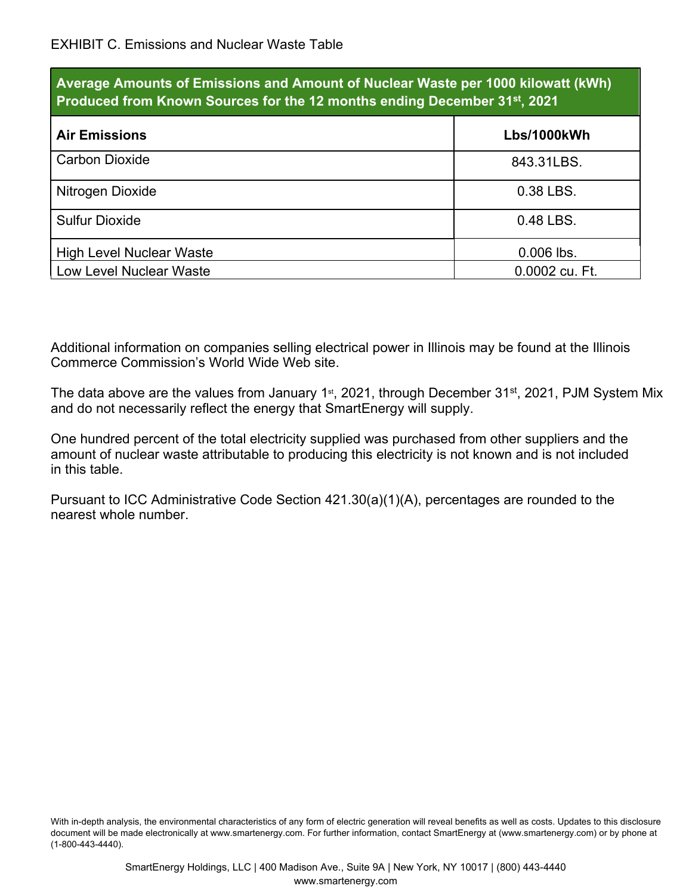EXHIBIT C. Emissions and Nuclear Waste Table

| **Average Amounts of Emissions and Amount of Nuclear Waste per 1000 kilowatt (kWh) Produced from Known Sources for the 12 months ending December 31st, 2021** | |
|---|---|
| **Air Emissions** | **Lbs/1000kWh** |
| Carbon Dioxide | 843.31LBS. |
| Nitrogen Dioxide | 0.38 LBS. |
| Sulfur Dioxide | 0.48 LBS. |
| High Level Nuclear Waste | 0.006 lbs. |
| Low Level Nuclear Waste | 0.0002 cu. Ft. |

Additional information on companies selling electrical power in Illinois may be found at the Illinois Commerce Commission's World Wide Web site.

The data above are the values from January 1st, 2021, through December 31st, 2021, PJM System Mix and do not necessarily reflect the energy that SmartEnergy will supply.

One hundred percent of the total electricity supplied was purchased from other suppliers and the amount of nuclear waste attributable to producing this electricity is not known and is not included in this table.

Pursuant to ICC Administrative Code Section 421.30(a)(1)(A), percentages are rounded to the nearest whole number.

With in-depth analysis, the environmental characteristics of any form of electric generation will reveal benefits as well as costs. Updates to this disclosure document will be made electronically at www.smartenergy.com. For further information, contact SmartEnergy at (www.smartenergy.com) or by phone at (1-800-443-4440).

SmartEnergy Holdings, LLC | 400 Madison Ave., Suite 9A | New York, NY 10017 | (800) 443-4440
www.smartenergy.com